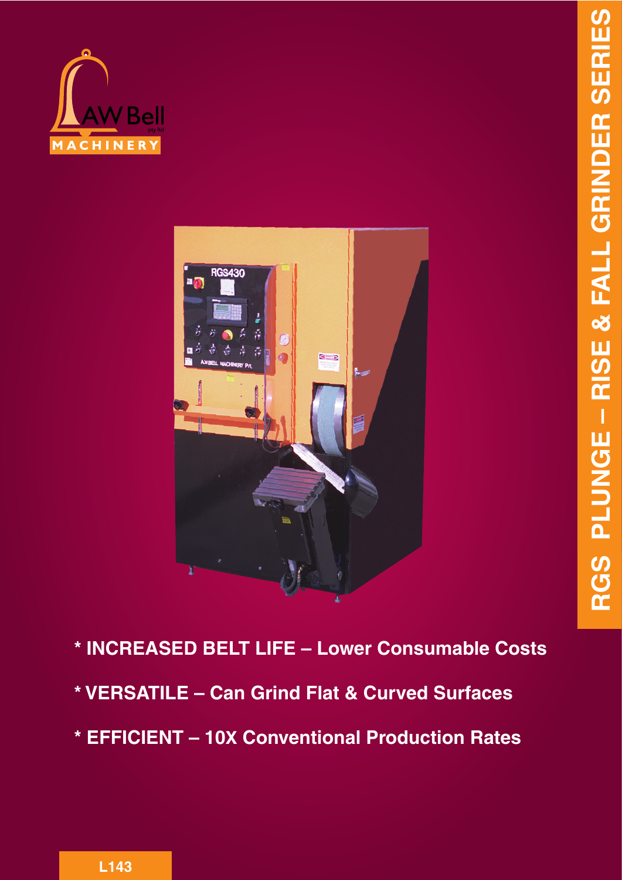AW Bell pty ltd
MACHINERY

# RGS PLUNGE – RISE & FALL GRINDER SERIES

* **INCREASED BELT LIFE – Lower Consumable Costs**
* **VERSATILE – Can Grind Flat & Curved Surfaces**
* **EFFICIENT – 10X Conventional Production Rates**

L143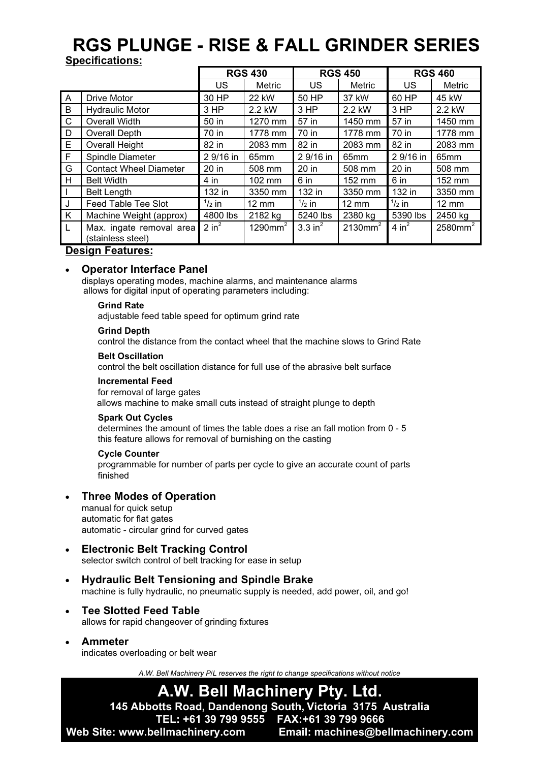# RGS PLUNGE - RISE & FALL GRINDER SERIES

**Specifications:**

| | | RGS 430 | | RGS 450 | | RGS 460 | |
|---|---|---|---|---|---|---|---|
| | | US | Metric | US | Metric | US | Metric |
| A | Drive Motor | 30 HP | 22 kW | 50 HP | 37 kW | 60 HP | 45 kW |
| B | Hydraulic Motor | 3 HP | 2.2 kW | 3 HP | 2.2 kW | 3 HP | 2.2 kW |
| C | Overall Width | 50 in | 1270 mm | 57 in | 1450 mm | 57 in | 1450 mm |
| D | Overall Depth | 70 in | 1778 mm | 70 in | 1778 mm | 70 in | 1778 mm |
| E | Overall Height | 82 in | 2083 mm | 82 in | 2083 mm | 82 in | 2083 mm |
| F | Spindle Diameter | 2 9/16 in | 65mm | 2 9/16 in | 65mm | 2 9/16 in | 65mm |
| G | Contact Wheel Diameter | 20 in | 508 mm | 20 in | 508 mm | 20 in | 508 mm |
| H | Belt Width | 4 in | 102 mm | 6 in | 152 mm | 6 in | 152 mm |
| I | Belt Length | 132 in | 3350 mm | 132 in | 3350 mm | 132 in | 3350 mm |
| J | Feed Table Tee Slot | $^1/_2$ in | 12 mm | $^1/_2$ in | 12 mm | $^1/_2$ in | 12 mm |
| K | Machine Weight (approx) | 4800 lbs | 2182 kg | 5240 lbs | 2380 kg | 5390 lbs | 2450 kg |
| L | Max. ingate removal area (stainless steel) | 2 $in^2$ | 1290$mm^2$ | 3.3 $in^2$ | 2130$mm^2$ | 4 $in^2$ | 2580$mm^2$ |

**Design Features:**

- **Operator Interface Panel**
  displays operating modes, machine alarms, and maintenance alarms
  allows for digital input of operating parameters including:

  **Grind Rate**
  adjustable feed table speed for optimum grind rate

  **Grind Depth**
  control the distance from the contact wheel that the machine slows to Grind Rate

  **Belt Oscillation**
  control the belt oscillation distance for full use of the abrasive belt surface

  **Incremental Feed**
  for removal of large gates
  allows machine to make small cuts instead of straight plunge to depth

  **Spark Out Cycles**
  determines the amount of times the table does a rise an fall motion from 0 - 5
  this feature allows for removal of burnishing on the casting

  **Cycle Counter**
  programmable for number of parts per cycle to give an accurate count of parts finished

- **Three Modes of Operation**
  manual for quick setup
  automatic for flat gates
  automatic - circular grind for curved gates

- **Electronic Belt Tracking Control**
  selector switch control of belt tracking for ease in setup

- **Hydraulic Belt Tensioning and Spindle Brake**
  machine is fully hydraulic, no pneumatic supply is needed, add power, oil, and go!

- **Tee Slotted Feed Table**
  allows for rapid changeover of grinding fixtures

- **Ammeter**
  indicates overloading or belt wear

*A.W. Bell Machinery P/L reserves the right to change specifications without notice*

**A.W. Bell Machinery Pty. Ltd.**
**145 Abbotts Road, Dandenong South, Victoria 3175 Australia**
**TEL: +61 39 799 9555 FAX:+61 39 799 9666**
**Web Site: www.bellmachinery.com Email: machines@bellmachinery.com**